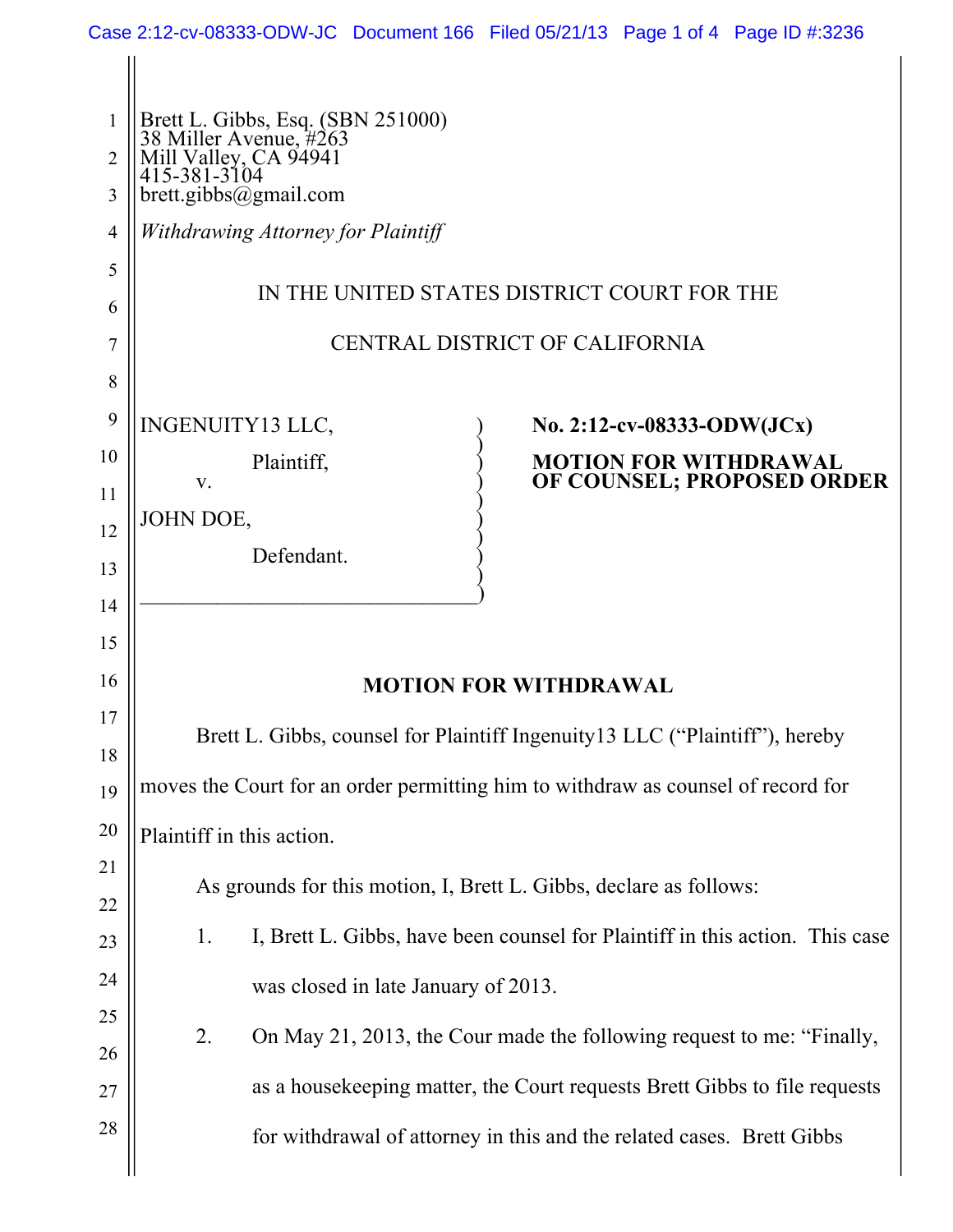Brett L. Gibbs, Esq. (SBN 251000)
38 Miller Avenue, #263
Mill Valley, CA 94941
415-381-3104
brett.gibbs@gmail.com

*Withdrawing Attorney for Plaintiff*

IN THE UNITED STATES DISTRICT COURT FOR THE

CENTRAL DISTRICT OF CALIFORNIA

| | |
|---|---|
| INGENUITY13 LLC,<br>Plaintiff,<br>v.<br>JOHN DOE,<br>Defendant. | **No. 2:12-cv-08333-ODW(JCx)**<br>**MOTION FOR WITHDRAWAL OF COUNSEL; PROPOSED ORDER** |

## MOTION FOR WITHDRAWAL

Brett L. Gibbs, counsel for Plaintiff Ingenuity13 LLC ("Plaintiff"), hereby moves the Court for an order permitting him to withdraw as counsel of record for Plaintiff in this action.

As grounds for this motion, I, Brett L. Gibbs, declare as follows:

1. I, Brett L. Gibbs, have been counsel for Plaintiff in this action. This case was closed in late January of 2013.

2. On May 21, 2013, the Cour made the following request to me: "Finally, as a housekeeping matter, the Court requests Brett Gibbs to file requests for withdrawal of attorney in this and the related cases. Brett Gibbs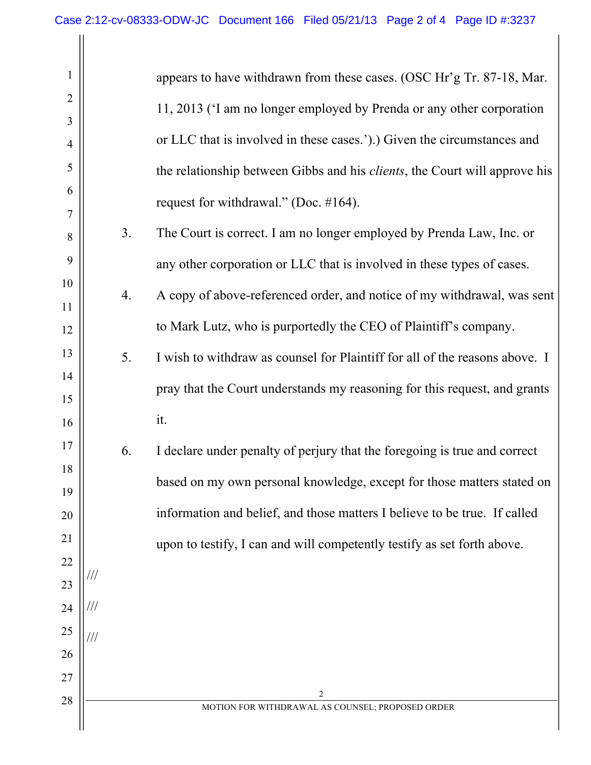appears to have withdrawn from these cases. (OSC Hr'g Tr. 87-18, Mar. 11, 2013 ('I am no longer employed by Prenda or any other corporation or LLC that is involved in these cases.').) Given the circumstances and the relationship between Gibbs and his *clients*, the Court will approve his request for withdrawal." (Doc. #164).

3. The Court is correct. I am no longer employed by Prenda Law, Inc. or any other corporation or LLC that is involved in these types of cases.

4. A copy of above-referenced order, and notice of my withdrawal, was sent to Mark Lutz, who is purportedly the CEO of Plaintiff's company.

5. I wish to withdraw as counsel for Plaintiff for all of the reasons above. I pray that the Court understands my reasoning for this request, and grants it.

6. I declare under penalty of perjury that the foregoing is true and correct based on my own personal knowledge, except for those matters stated on information and belief, and those matters I believe to be true. If called upon to testify, I can and will competently testify as set forth above.

///

///

///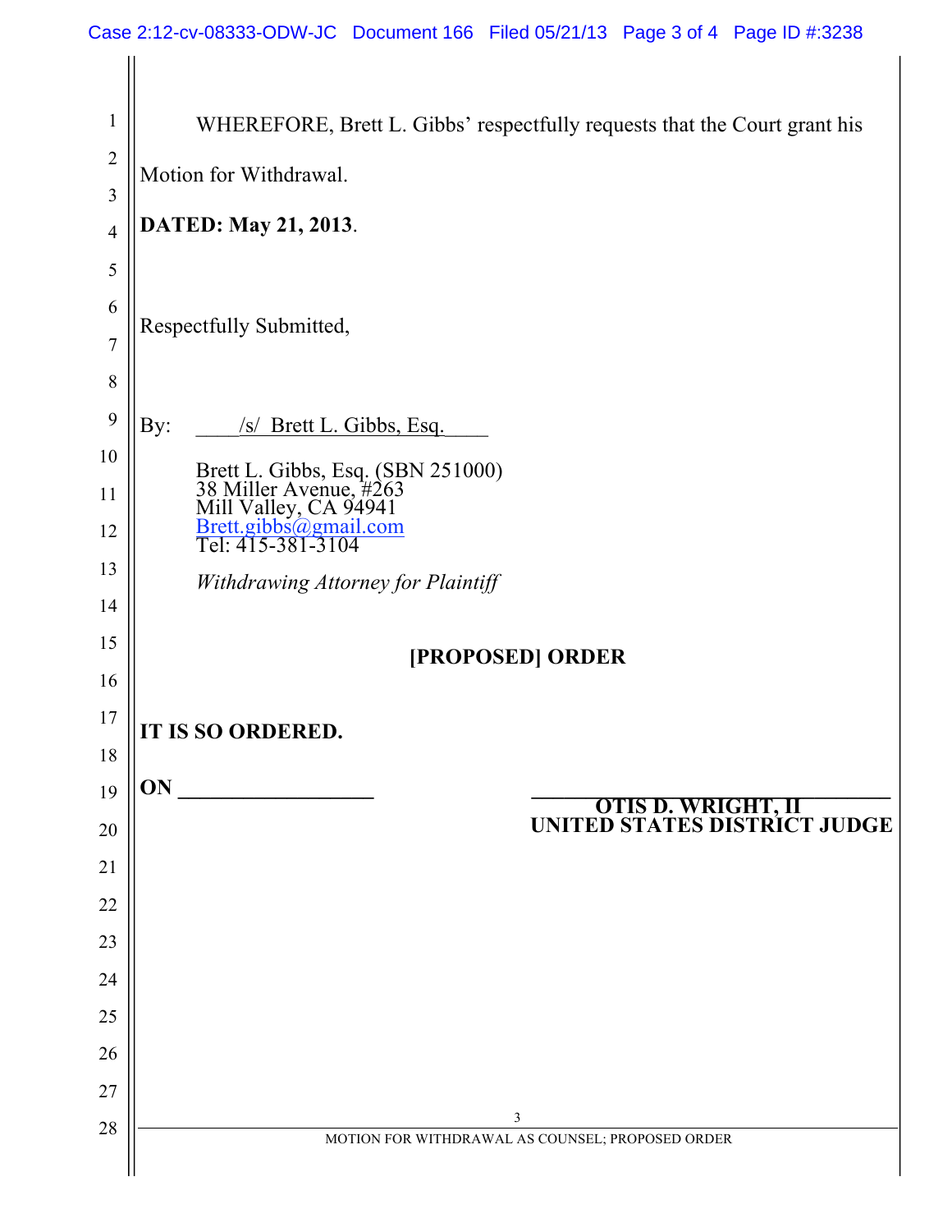WHEREFORE, Brett L. Gibbs' respectfully requests that the Court grant his Motion for Withdrawal.

**DATED: May 21, 2013**.

Respectfully Submitted,

By: ____/s/ Brett L. Gibbs, Esq.____

Brett L. Gibbs, Esq. (SBN 251000)
38 Miller Avenue, #263
Mill Valley, CA 94941
Brett.gibbs@gmail.com
Tel: 415-381-3104

*Withdrawing Attorney for Plaintiff*

**[PROPOSED] ORDER**

**IT IS SO ORDERED.**

**ON** ________________

______________________________
**OTIS D. WRIGHT, II**
**UNITED STATES DISTRICT JUDGE**

MOTION FOR WITHDRAWAL AS COUNSEL; PROPOSED ORDER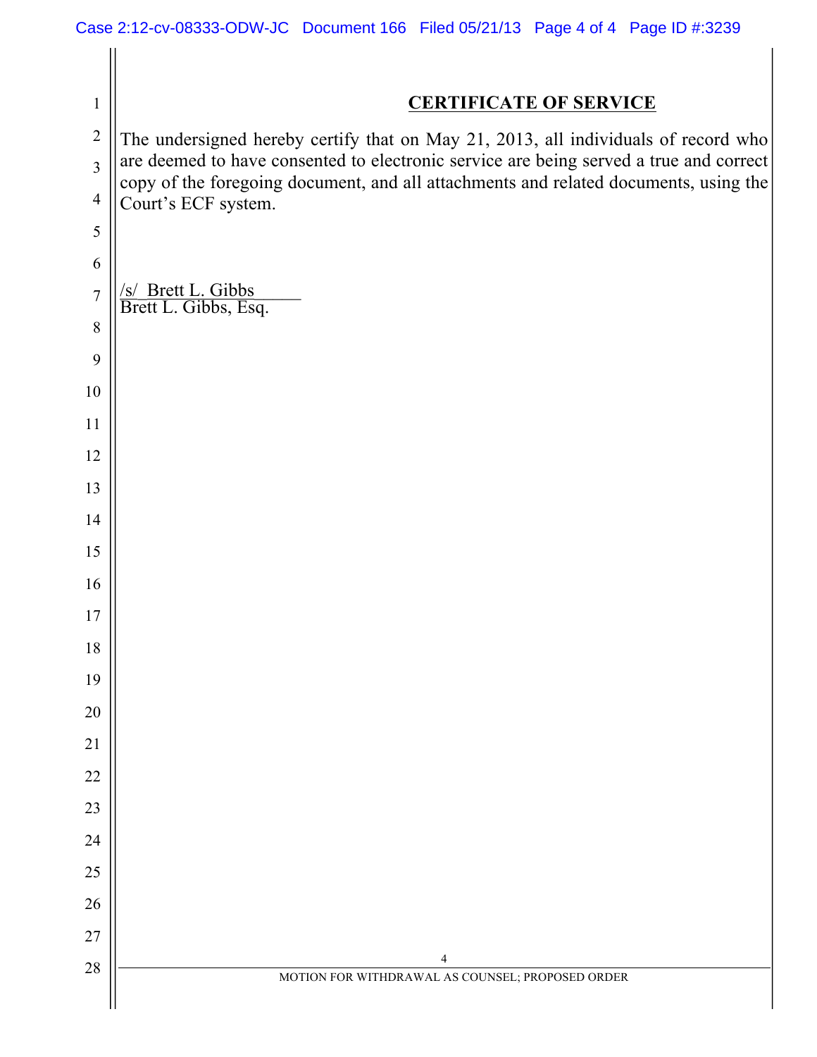# CERTIFICATE OF SERVICE

The undersigned hereby certify that on May 21, 2013, all individuals of record who are deemed to have consented to electronic service are being served a true and correct copy of the foregoing document, and all attachments and related documents, using the Court's ECF system.

/s/ Brett L. Gibbs
Brett L. Gibbs, Esq.